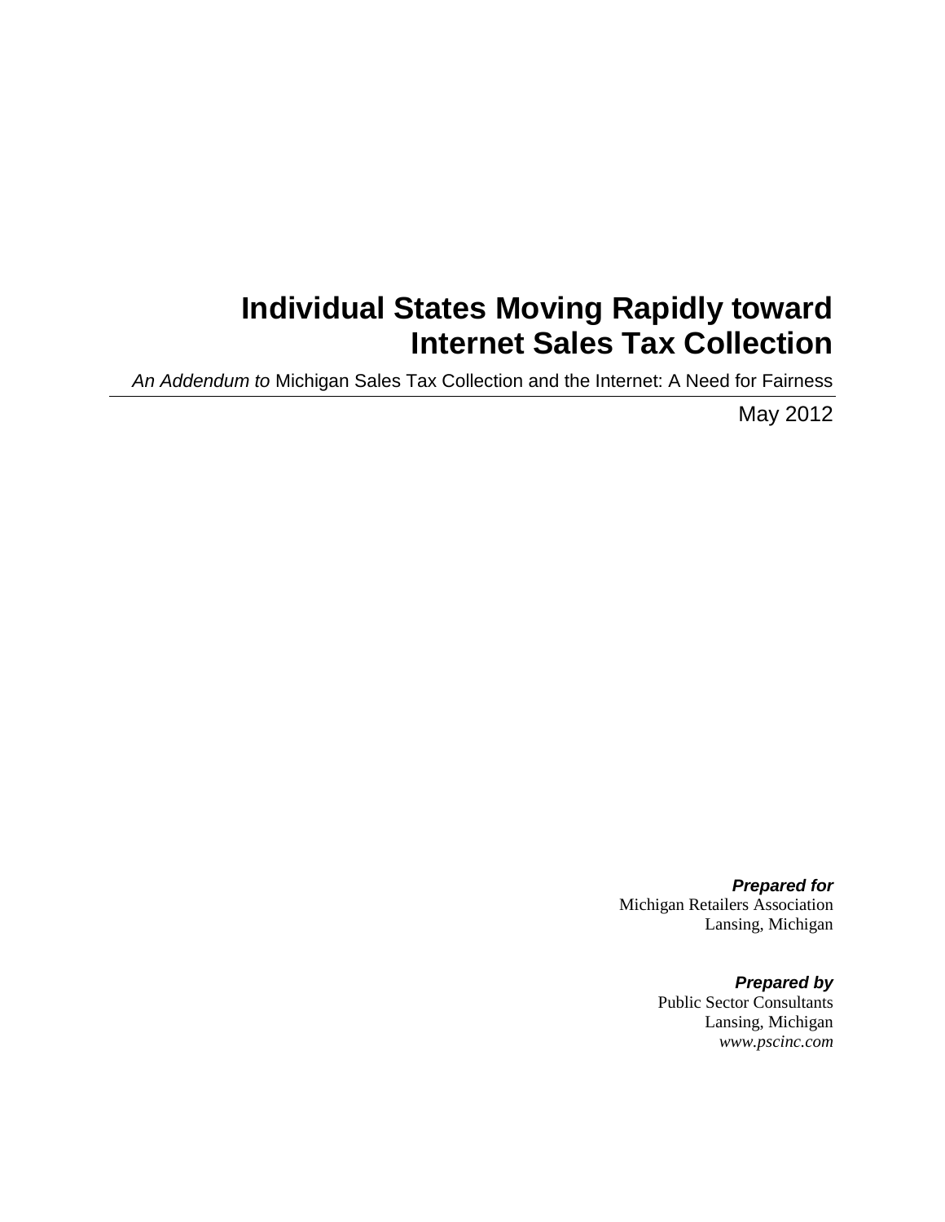# Individual States Moving Rapidly toward Internet Sales Tax Collection

*An Addendum to* Michigan Sales Tax Collection and the Internet: A Need for Fairness

May 2012

***Prepared for***
Michigan Retailers Association
Lansing, Michigan

***Prepared by***
Public Sector Consultants
Lansing, Michigan
*www.pscinc.com*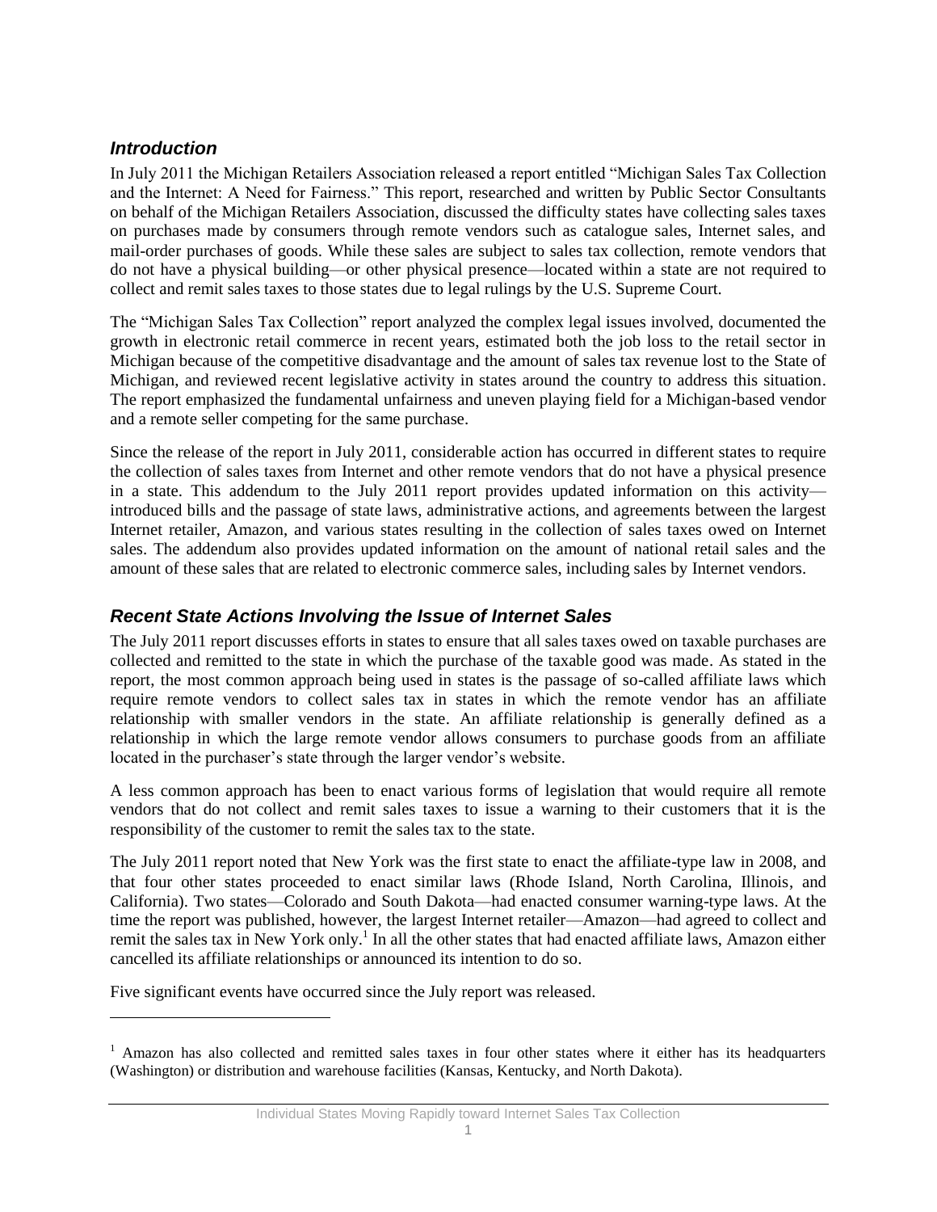## *Introduction*

In July 2011 the Michigan Retailers Association released a report entitled "Michigan Sales Tax Collection and the Internet: A Need for Fairness." This report, researched and written by Public Sector Consultants on behalf of the Michigan Retailers Association, discussed the difficulty states have collecting sales taxes on purchases made by consumers through remote vendors such as catalogue sales, Internet sales, and mail-order purchases of goods. While these sales are subject to sales tax collection, remote vendors that do not have a physical building—or other physical presence—located within a state are not required to collect and remit sales taxes to those states due to legal rulings by the U.S. Supreme Court.

The "Michigan Sales Tax Collection" report analyzed the complex legal issues involved, documented the growth in electronic retail commerce in recent years, estimated both the job loss to the retail sector in Michigan because of the competitive disadvantage and the amount of sales tax revenue lost to the State of Michigan, and reviewed recent legislative activity in states around the country to address this situation. The report emphasized the fundamental unfairness and uneven playing field for a Michigan-based vendor and a remote seller competing for the same purchase.

Since the release of the report in July 2011, considerable action has occurred in different states to require the collection of sales taxes from Internet and other remote vendors that do not have a physical presence in a state. This addendum to the July 2011 report provides updated information on this activity—introduced bills and the passage of state laws, administrative actions, and agreements between the largest Internet retailer, Amazon, and various states resulting in the collection of sales taxes owed on Internet sales. The addendum also provides updated information on the amount of national retail sales and the amount of these sales that are related to electronic commerce sales, including sales by Internet vendors.

## *Recent State Actions Involving the Issue of Internet Sales*

The July 2011 report discusses efforts in states to ensure that all sales taxes owed on taxable purchases are collected and remitted to the state in which the purchase of the taxable good was made. As stated in the report, the most common approach being used in states is the passage of so-called affiliate laws which require remote vendors to collect sales tax in states in which the remote vendor has an affiliate relationship with smaller vendors in the state. An affiliate relationship is generally defined as a relationship in which the large remote vendor allows consumers to purchase goods from an affiliate located in the purchaser's state through the larger vendor's website.

A less common approach has been to enact various forms of legislation that would require all remote vendors that do not collect and remit sales taxes to issue a warning to their customers that it is the responsibility of the customer to remit the sales tax to the state.

The July 2011 report noted that New York was the first state to enact the affiliate-type law in 2008, and that four other states proceeded to enact similar laws (Rhode Island, North Carolina, Illinois, and California). Two states—Colorado and South Dakota—had enacted consumer warning-type laws. At the time the report was published, however, the largest Internet retailer—Amazon—had agreed to collect and remit the sales tax in New York only.[1] In all the other states that had enacted affiliate laws, Amazon either cancelled its affiliate relationships or announced its intention to do so.

Five significant events have occurred since the July report was released.

---

[1] Amazon has also collected and remitted sales taxes in four other states where it either has its headquarters (Washington) or distribution and warehouse facilities (Kansas, Kentucky, and North Dakota).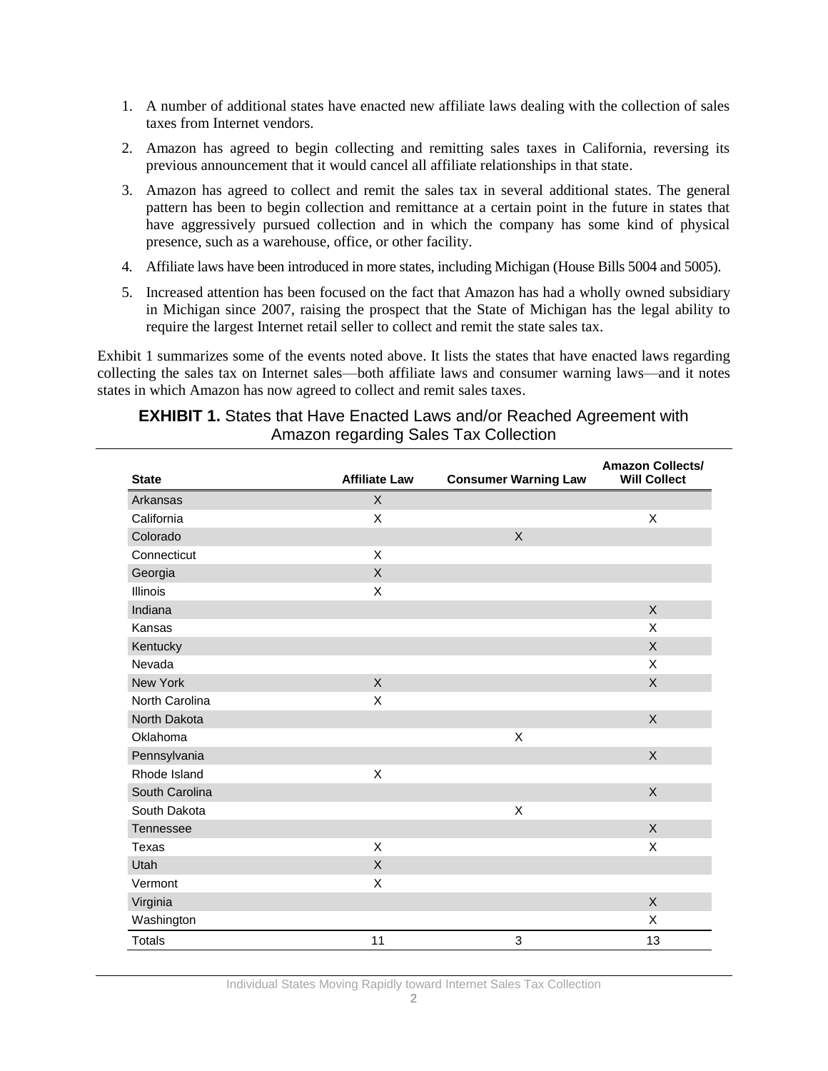1. A number of additional states have enacted new affiliate laws dealing with the collection of sales taxes from Internet vendors.
2. Amazon has agreed to begin collecting and remitting sales taxes in California, reversing its previous announcement that it would cancel all affiliate relationships in that state.
3. Amazon has agreed to collect and remit the sales tax in several additional states. The general pattern has been to begin collection and remittance at a certain point in the future in states that have aggressively pursued collection and in which the company has some kind of physical presence, such as a warehouse, office, or other facility.
4. Affiliate laws have been introduced in more states, including Michigan (House Bills 5004 and 5005).
5. Increased attention has been focused on the fact that Amazon has had a wholly owned subsidiary in Michigan since 2007, raising the prospect that the State of Michigan has the legal ability to require the largest Internet retail seller to collect and remit the state sales tax.

Exhibit 1 summarizes some of the events noted above. It lists the states that have enacted laws regarding collecting the sales tax on Internet sales—both affiliate laws and consumer warning laws—and it notes states in which Amazon has now agreed to collect and remit sales taxes.

**EXHIBIT 1.** States that Have Enacted Laws and/or Reached Agreement with Amazon regarding Sales Tax Collection

| State | Affiliate Law | Consumer Warning Law | Amazon Collects/ Will Collect |
|---|---|---|---|
| Arkansas | X | | |
| California | X | | X |
| Colorado | | X | |
| Connecticut | X | | |
| Georgia | X | | |
| Illinois | X | | |
| Indiana | | | X |
| Kansas | | | X |
| Kentucky | | | X |
| Nevada | | | X |
| New York | X | | X |
| North Carolina | X | | |
| North Dakota | | | X |
| Oklahoma | | X | |
| Pennsylvania | | | X |
| Rhode Island | X | | |
| South Carolina | | | X |
| South Dakota | | X | |
| Tennessee | | | X |
| Texas | X | | X |
| Utah | X | | |
| Vermont | X | | |
| Virginia | | | X |
| Washington | | | X |
| Totals | 11 | 3 | 13 |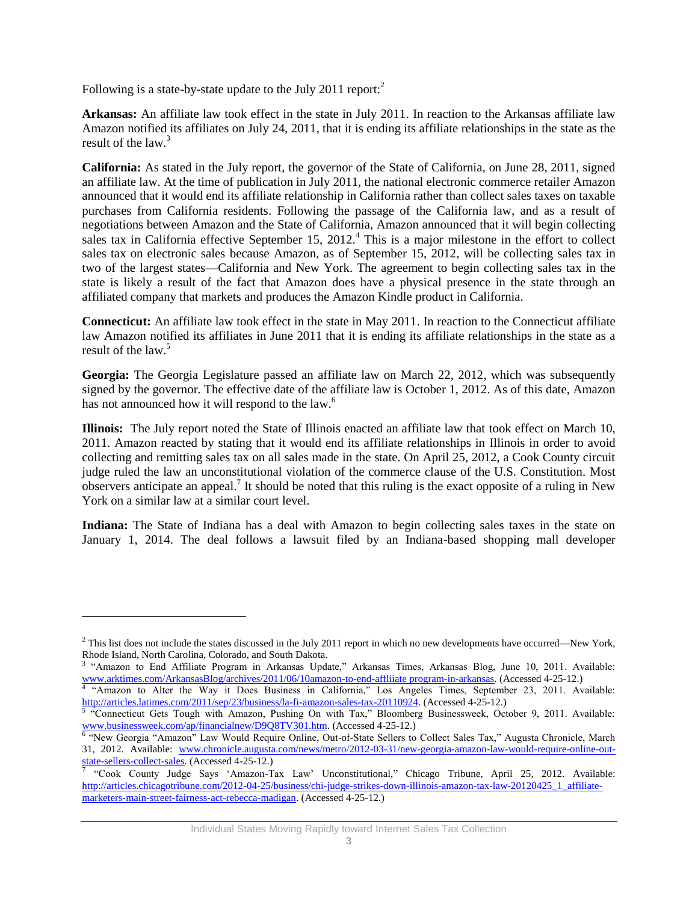Following is a state-by-state update to the July 2011 report:[2]

**Arkansas:** An affiliate law took effect in the state in July 2011. In reaction to the Arkansas affiliate law Amazon notified its affiliates on July 24, 2011, that it is ending its affiliate relationships in the state as the result of the law.[3]

**California:** As stated in the July report, the governor of the State of California, on June 28, 2011, signed an affiliate law. At the time of publication in July 2011, the national electronic commerce retailer Amazon announced that it would end its affiliate relationship in California rather than collect sales taxes on taxable purchases from California residents. Following the passage of the California law, and as a result of negotiations between Amazon and the State of California, Amazon announced that it will begin collecting sales tax in California effective September 15, 2012.[4] This is a major milestone in the effort to collect sales tax on electronic sales because Amazon, as of September 15, 2012, will be collecting sales tax in two of the largest states—California and New York. The agreement to begin collecting sales tax in the state is likely a result of the fact that Amazon does have a physical presence in the state through an affiliated company that markets and produces the Amazon Kindle product in California.

**Connecticut:** An affiliate law took effect in the state in May 2011. In reaction to the Connecticut affiliate law Amazon notified its affiliates in June 2011 that it is ending its affiliate relationships in the state as a result of the law.[5]

**Georgia:** The Georgia Legislature passed an affiliate law on March 22, 2012, which was subsequently signed by the governor. The effective date of the affiliate law is October 1, 2012. As of this date, Amazon has not announced how it will respond to the law.[6]

**Illinois:** The July report noted the State of Illinois enacted an affiliate law that took effect on March 10, 2011. Amazon reacted by stating that it would end its affiliate relationships in Illinois in order to avoid collecting and remitting sales tax on all sales made in the state. On April 25, 2012, a Cook County circuit judge ruled the law an unconstitutional violation of the commerce clause of the U.S. Constitution. Most observers anticipate an appeal.[7] It should be noted that this ruling is the exact opposite of a ruling in New York on a similar law at a similar court level.

**Indiana:** The State of Indiana has a deal with Amazon to begin collecting sales taxes in the state on January 1, 2014. The deal follows a lawsuit filed by an Indiana-based shopping mall developer

---

[2] This list does not include the states discussed in the July 2011 report in which no new developments have occurred—New York, Rhode Island, North Carolina, Colorado, and South Dakota.

[3] "Amazon to End Affiliate Program in Arkansas Update," Arkansas Times, Arkansas Blog, June 10, 2011. Available: www.arktimes.com/ArkansasBlog/archives/2011/06/10amazon-to-end-affliiate program-in-arkansas. (Accessed 4-25-12.)

[4] "Amazon to Alter the Way it Does Business in California," Los Angeles Times, September 23, 2011. Available: http://articles.latimes.com/2011/sep/23/business/la-fi-amazon-sales-tax-20110924. (Accessed 4-25-12.)

[5] "Connecticut Gets Tough with Amazon, Pushing On with Tax," Bloomberg Businessweek, October 9, 2011. Available: www.businessweek.com/ap/financialnew/D9Q8TV301.htm. (Accessed 4-25-12.)

[6] "New Georgia "Amazon" Law Would Require Online, Out-of-State Sellers to Collect Sales Tax," Augusta Chronicle, March 31, 2012. Available: www.chronicle.augusta.com/news/metro/2012-03-31/new-georgia-amazon-law-would-require-online-out-state-sellers-collect-sales. (Accessed 4-25-12.)

[7] "Cook County Judge Says 'Amazon-Tax Law' Unconstitutional," Chicago Tribune, April 25, 2012. Available: http://articles.chicagotribune.com/2012-04-25/business/chi-judge-strikes-down-illinois-amazon-tax-law-20120425_1_affiliate-marketers-main-street-fairness-act-rebecca-madigan. (Accessed 4-25-12.)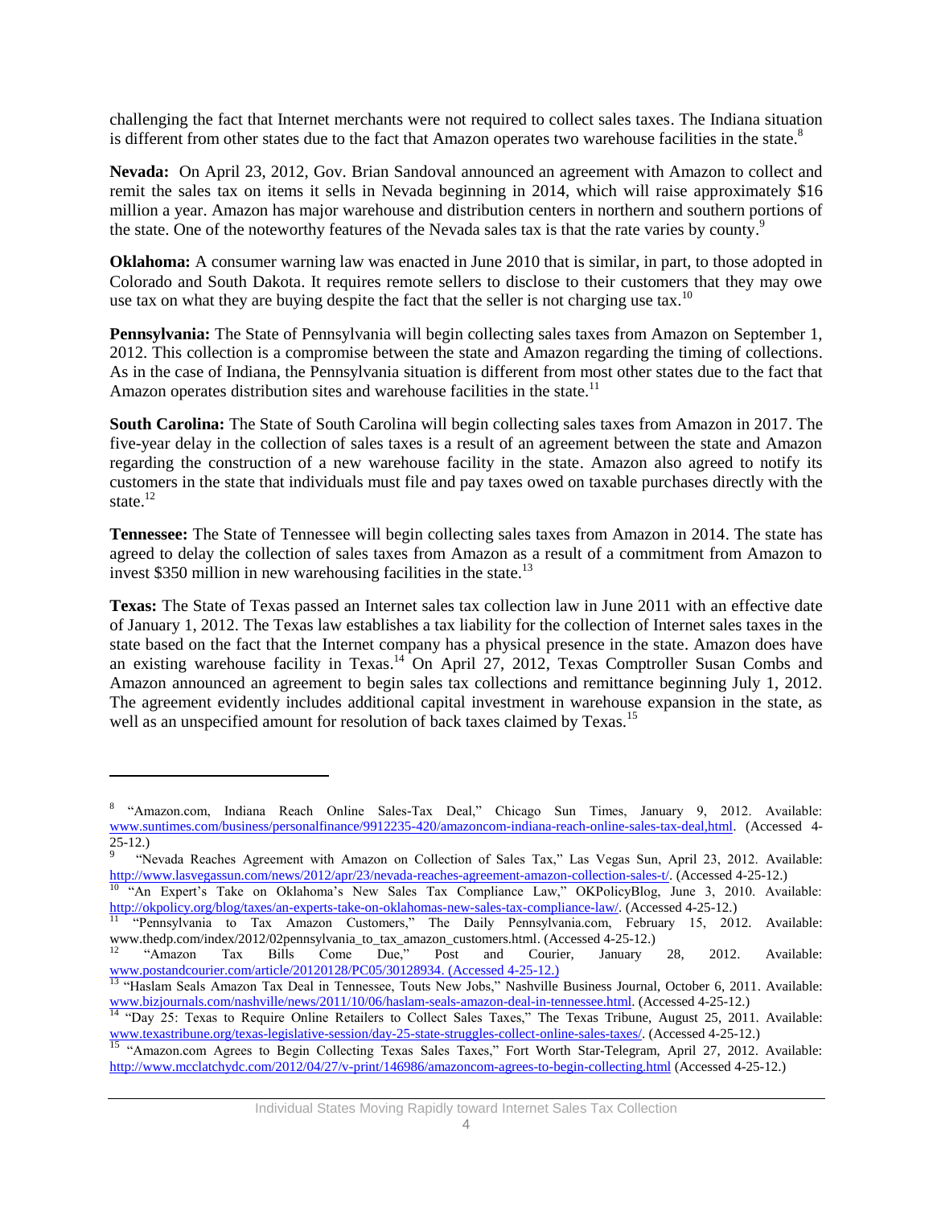challenging the fact that Internet merchants were not required to collect sales taxes. The Indiana situation is different from other states due to the fact that Amazon operates two warehouse facilities in the state.[8]

**Nevada:** On April 23, 2012, Gov. Brian Sandoval announced an agreement with Amazon to collect and remit the sales tax on items it sells in Nevada beginning in 2014, which will raise approximately $16 million a year. Amazon has major warehouse and distribution centers in northern and southern portions of the state. One of the noteworthy features of the Nevada sales tax is that the rate varies by county.[9]

**Oklahoma:** A consumer warning law was enacted in June 2010 that is similar, in part, to those adopted in Colorado and South Dakota. It requires remote sellers to disclose to their customers that they may owe use tax on what they are buying despite the fact that the seller is not charging use tax.[10]

**Pennsylvania:** The State of Pennsylvania will begin collecting sales taxes from Amazon on September 1, 2012. This collection is a compromise between the state and Amazon regarding the timing of collections. As in the case of Indiana, the Pennsylvania situation is different from most other states due to the fact that Amazon operates distribution sites and warehouse facilities in the state.[11]

**South Carolina:** The State of South Carolina will begin collecting sales taxes from Amazon in 2017. The five-year delay in the collection of sales taxes is a result of an agreement between the state and Amazon regarding the construction of a new warehouse facility in the state. Amazon also agreed to notify its customers in the state that individuals must file and pay taxes owed on taxable purchases directly with the state.[12]

**Tennessee:** The State of Tennessee will begin collecting sales taxes from Amazon in 2014. The state has agreed to delay the collection of sales taxes from Amazon as a result of a commitment from Amazon to invest $350 million in new warehousing facilities in the state.[13]

**Texas:** The State of Texas passed an Internet sales tax collection law in June 2011 with an effective date of January 1, 2012. The Texas law establishes a tax liability for the collection of Internet sales taxes in the state based on the fact that the Internet company has a physical presence in the state. Amazon does have an existing warehouse facility in Texas.[14] On April 27, 2012, Texas Comptroller Susan Combs and Amazon announced an agreement to begin sales tax collections and remittance beginning July 1, 2012. The agreement evidently includes additional capital investment in warehouse expansion in the state, as well as an unspecified amount for resolution of back taxes claimed by Texas.[15]

---

[8] "Amazon.com, Indiana Reach Online Sales-Tax Deal," Chicago Sun Times, January 9, 2012. Available: www.suntimes.com/business/personalfinance/9912235-420/amazoncom-indiana-reach-online-sales-tax-deal,html. (Accessed 4-25-12.)

[9] "Nevada Reaches Agreement with Amazon on Collection of Sales Tax," Las Vegas Sun, April 23, 2012. Available: http://www.lasvegassun.com/news/2012/apr/23/nevada-reaches-agreement-amazon-collection-sales-t/. (Accessed 4-25-12.)

[10] "An Expert's Take on Oklahoma's New Sales Tax Compliance Law," OKPolicyBlog, June 3, 2010. Available: http://okpolicy.org/blog/taxes/an-experts-take-on-oklahomas-new-sales-tax-compliance-law/. (Accessed 4-25-12.)

[11] "Pennsylvania to Tax Amazon Customers," The Daily Pennsylvania.com, February 15, 2012. Available: www.thedp.com/index/2012/02pennsylvania_to_tax_amazon_customers.html. (Accessed 4-25-12.)

[12] "Amazon Tax Bills Come Due," Post and Courier, January 28, 2012. Available: www.postandcourier.com/article/20120128/PC05/30128934. (Accessed 4-25-12.)

[13] "Haslam Seals Amazon Tax Deal in Tennessee, Touts New Jobs," Nashville Business Journal, October 6, 2011. Available: www.bizjournals.com/nashville/news/2011/10/06/haslam-seals-amazon-deal-in-tennessee.html. (Accessed 4-25-12.)

[14] "Day 25: Texas to Require Online Retailers to Collect Sales Taxes," The Texas Tribune, August 25, 2011. Available: www.texastribune.org/texas-legislative-session/day-25-state-struggles-collect-online-sales-taxes/. (Accessed 4-25-12.)

[15] "Amazon.com Agrees to Begin Collecting Texas Sales Taxes," Fort Worth Star-Telegram, April 27, 2012. Available: http://www.mcclatchydc.com/2012/04/27/v-print/146986/amazoncom-agrees-to-begin-collecting.html (Accessed 4-25-12.)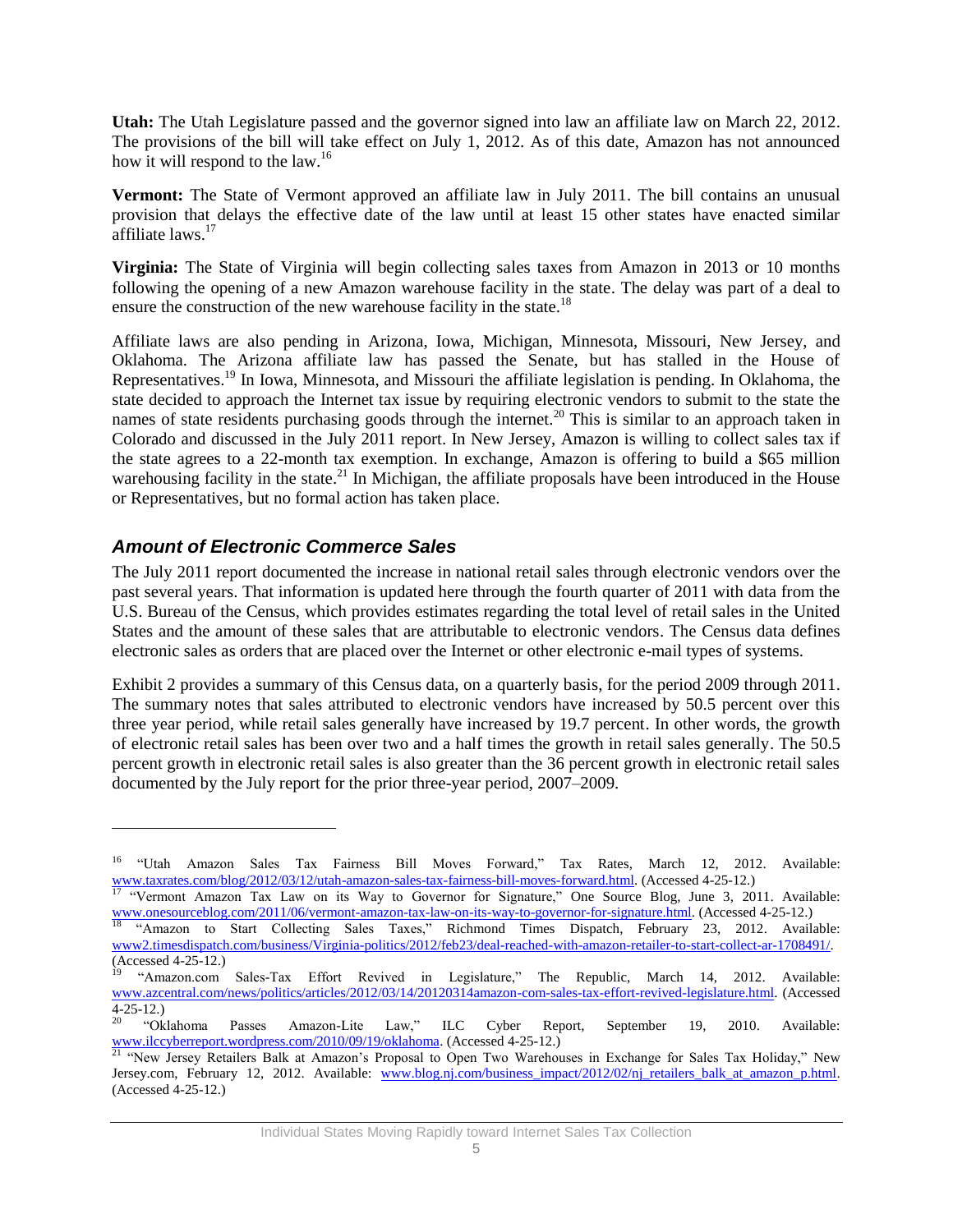**Utah:** The Utah Legislature passed and the governor signed into law an affiliate law on March 22, 2012. The provisions of the bill will take effect on July 1, 2012. As of this date, Amazon has not announced how it will respond to the law.[16]

**Vermont:** The State of Vermont approved an affiliate law in July 2011. The bill contains an unusual provision that delays the effective date of the law until at least 15 other states have enacted similar affiliate laws.[17]

**Virginia:** The State of Virginia will begin collecting sales taxes from Amazon in 2013 or 10 months following the opening of a new Amazon warehouse facility in the state. The delay was part of a deal to ensure the construction of the new warehouse facility in the state.[18]

Affiliate laws are also pending in Arizona, Iowa, Michigan, Minnesota, Missouri, New Jersey, and Oklahoma. The Arizona affiliate law has passed the Senate, but has stalled in the House of Representatives.[19] In Iowa, Minnesota, and Missouri the affiliate legislation is pending. In Oklahoma, the state decided to approach the Internet tax issue by requiring electronic vendors to submit to the state the names of state residents purchasing goods through the internet.[20] This is similar to an approach taken in Colorado and discussed in the July 2011 report. In New Jersey, Amazon is willing to collect sales tax if the state agrees to a 22-month tax exemption. In exchange, Amazon is offering to build a $65 million warehousing facility in the state.[21] In Michigan, the affiliate proposals have been introduced in the House or Representatives, but no formal action has taken place.

## *Amount of Electronic Commerce Sales*

The July 2011 report documented the increase in national retail sales through electronic vendors over the past several years. That information is updated here through the fourth quarter of 2011 with data from the U.S. Bureau of the Census, which provides estimates regarding the total level of retail sales in the United States and the amount of these sales that are attributable to electronic vendors. The Census data defines electronic sales as orders that are placed over the Internet or other electronic e-mail types of systems.

Exhibit 2 provides a summary of this Census data, on a quarterly basis, for the period 2009 through 2011. The summary notes that sales attributed to electronic vendors have increased by 50.5 percent over this three year period, while retail sales generally have increased by 19.7 percent. In other words, the growth of electronic retail sales has been over two and a half times the growth in retail sales generally. The 50.5 percent growth in electronic retail sales is also greater than the 36 percent growth in electronic retail sales documented by the July report for the prior three-year period, 2007–2009.

---

[16] "Utah Amazon Sales Tax Fairness Bill Moves Forward," Tax Rates, March 12, 2012. Available: www.taxrates.com/blog/2012/03/12/utah-amazon-sales-tax-fairness-bill-moves-forward.html. (Accessed 4-25-12.)

[17] "Vermont Amazon Tax Law on its Way to Governor for Signature," One Source Blog, June 3, 2011. Available: www.onesourceblog.com/2011/06/vermont-amazon-tax-law-on-its-way-to-governor-for-signature.html. (Accessed 4-25-12.)

[18] "Amazon to Start Collecting Sales Taxes," Richmond Times Dispatch, February 23, 2012. Available: www2.timesdispatch.com/business/Virginia-politics/2012/feb23/deal-reached-with-amazon-retailer-to-start-collect-ar-1708491/. (Accessed 4-25-12.)

[19] "Amazon.com Sales-Tax Effort Revived in Legislature," The Republic, March 14, 2012. Available: www.azcentral.com/news/politics/articles/2012/03/14/20120314amazon-com-sales-tax-effort-revived-legislature.html. (Accessed 4-25-12.)

[20] "Oklahoma Passes Amazon-Lite Law," ILC Cyber Report, September 19, 2010. Available: www.ilccyberreport.wordpress.com/2010/09/19/oklahoma. (Accessed 4-25-12.)

[21] "New Jersey Retailers Balk at Amazon's Proposal to Open Two Warehouses in Exchange for Sales Tax Holiday," New Jersey.com, February 12, 2012. Available: www.blog.nj.com/business_impact/2012/02/nj_retailers_balk_at_amazon_p.html. (Accessed 4-25-12.)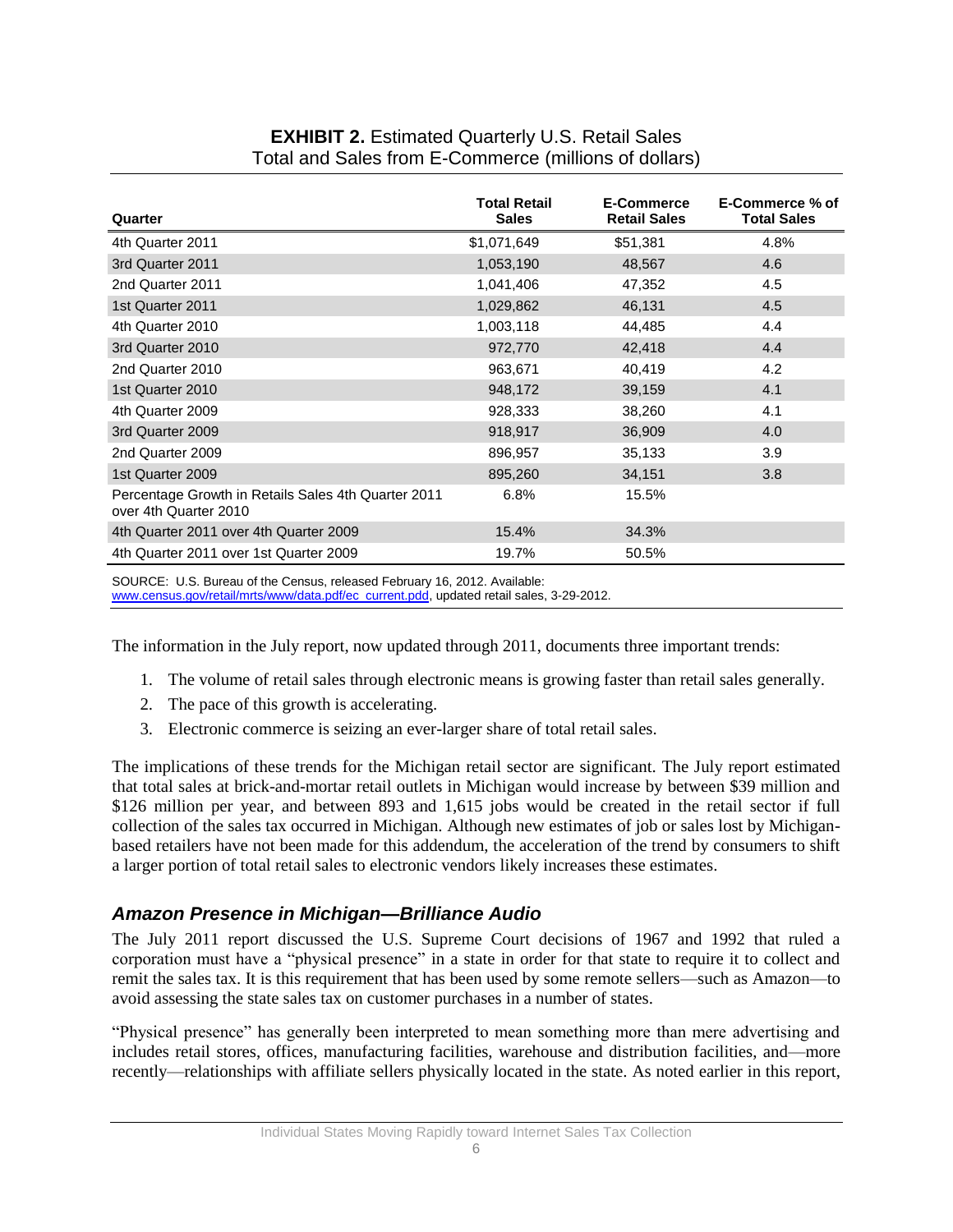**EXHIBIT 2.** Estimated Quarterly U.S. Retail Sales
Total and Sales from E-Commerce (millions of dollars)

| Quarter | Total Retail Sales | E-Commerce Retail Sales | E-Commerce % of Total Sales |
|---|---|---|---|
| 4th Quarter 2011 | $1,071,649 | $51,381 | 4.8% |
| 3rd Quarter 2011 | 1,053,190 | 48,567 | 4.6 |
| 2nd Quarter 2011 | 1,041,406 | 47,352 | 4.5 |
| 1st Quarter 2011 | 1,029,862 | 46,131 | 4.5 |
| 4th Quarter 2010 | 1,003,118 | 44,485 | 4.4 |
| 3rd Quarter 2010 | 972,770 | 42,418 | 4.4 |
| 2nd Quarter 2010 | 963,671 | 40,419 | 4.2 |
| 1st Quarter 2010 | 948,172 | 39,159 | 4.1 |
| 4th Quarter 2009 | 928,333 | 38,260 | 4.1 |
| 3rd Quarter 2009 | 918,917 | 36,909 | 4.0 |
| 2nd Quarter 2009 | 896,957 | 35,133 | 3.9 |
| 1st Quarter 2009 | 895,260 | 34,151 | 3.8 |
| Percentage Growth in Retails Sales 4th Quarter 2011 over 4th Quarter 2010 | 6.8% | 15.5% | |
| 4th Quarter 2011 over 4th Quarter 2009 | 15.4% | 34.3% | |
| 4th Quarter 2011 over 1st Quarter 2009 | 19.7% | 50.5% | |

SOURCE: U.S. Bureau of the Census, released February 16, 2012. Available: www.census.gov/retail/mrts/www/data.pdf/ec_current.pdd, updated retail sales, 3-29-2012.

The information in the July report, now updated through 2011, documents three important trends:

1. The volume of retail sales through electronic means is growing faster than retail sales generally.
2. The pace of this growth is accelerating.
3. Electronic commerce is seizing an ever-larger share of total retail sales.

The implications of these trends for the Michigan retail sector are significant. The July report estimated that total sales at brick-and-mortar retail outlets in Michigan would increase by between $39 million and $126 million per year, and between 893 and 1,615 jobs would be created in the retail sector if full collection of the sales tax occurred in Michigan. Although new estimates of job or sales lost by Michigan-based retailers have not been made for this addendum, the acceleration of the trend by consumers to shift a larger portion of total retail sales to electronic vendors likely increases these estimates.

## *Amazon Presence in Michigan—Brilliance Audio*

The July 2011 report discussed the U.S. Supreme Court decisions of 1967 and 1992 that ruled a corporation must have a "physical presence" in a state in order for that state to require it to collect and remit the sales tax. It is this requirement that has been used by some remote sellers—such as Amazon—to avoid assessing the state sales tax on customer purchases in a number of states.

"Physical presence" has generally been interpreted to mean something more than mere advertising and includes retail stores, offices, manufacturing facilities, warehouse and distribution facilities, and—more recently—relationships with affiliate sellers physically located in the state. As noted earlier in this report,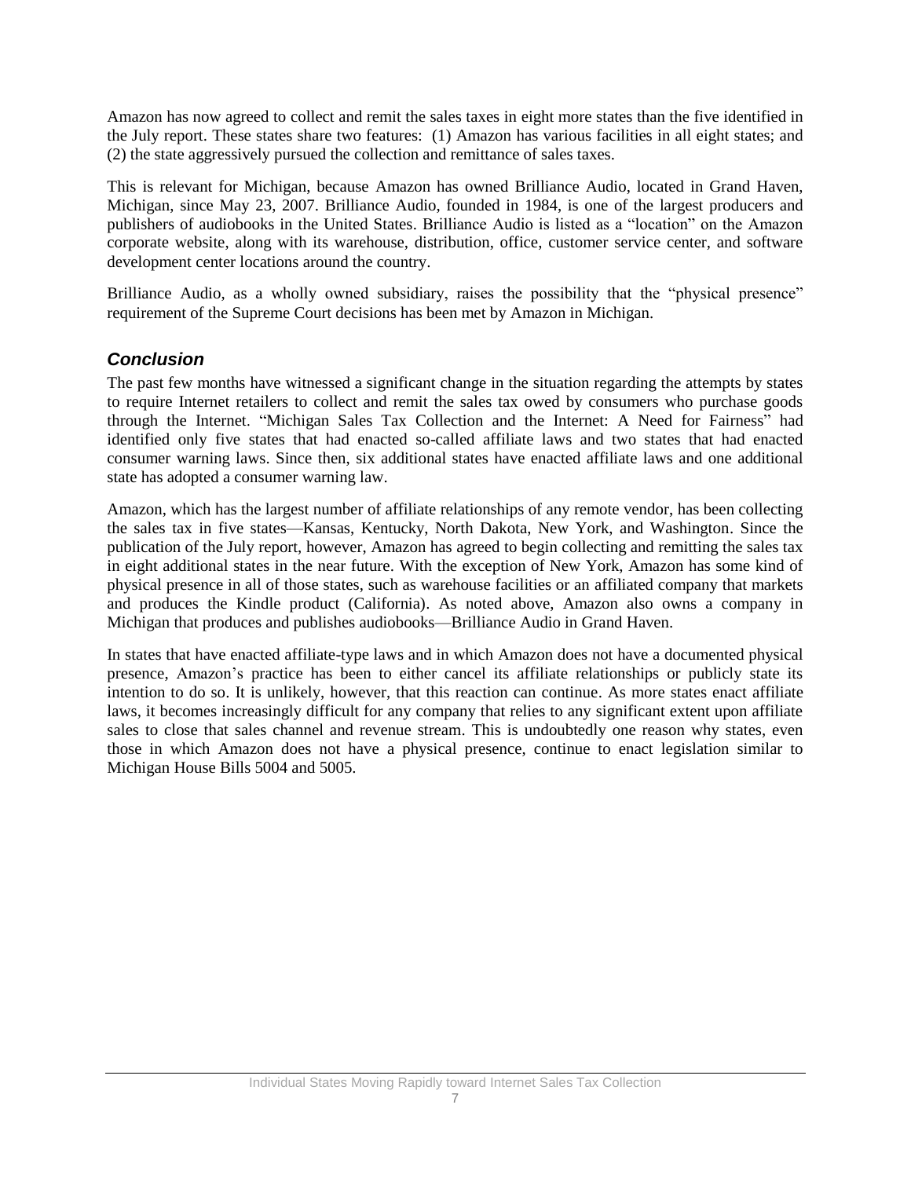Amazon has now agreed to collect and remit the sales taxes in eight more states than the five identified in the July report. These states share two features: (1) Amazon has various facilities in all eight states; and (2) the state aggressively pursued the collection and remittance of sales taxes.

This is relevant for Michigan, because Amazon has owned Brilliance Audio, located in Grand Haven, Michigan, since May 23, 2007. Brilliance Audio, founded in 1984, is one of the largest producers and publishers of audiobooks in the United States. Brilliance Audio is listed as a "location" on the Amazon corporate website, along with its warehouse, distribution, office, customer service center, and software development center locations around the country.

Brilliance Audio, as a wholly owned subsidiary, raises the possibility that the "physical presence" requirement of the Supreme Court decisions has been met by Amazon in Michigan.

## *Conclusion*

The past few months have witnessed a significant change in the situation regarding the attempts by states to require Internet retailers to collect and remit the sales tax owed by consumers who purchase goods through the Internet. "Michigan Sales Tax Collection and the Internet: A Need for Fairness" had identified only five states that had enacted so-called affiliate laws and two states that had enacted consumer warning laws. Since then, six additional states have enacted affiliate laws and one additional state has adopted a consumer warning law.

Amazon, which has the largest number of affiliate relationships of any remote vendor, has been collecting the sales tax in five states—Kansas, Kentucky, North Dakota, New York, and Washington. Since the publication of the July report, however, Amazon has agreed to begin collecting and remitting the sales tax in eight additional states in the near future. With the exception of New York, Amazon has some kind of physical presence in all of those states, such as warehouse facilities or an affiliated company that markets and produces the Kindle product (California). As noted above, Amazon also owns a company in Michigan that produces and publishes audiobooks—Brilliance Audio in Grand Haven.

In states that have enacted affiliate-type laws and in which Amazon does not have a documented physical presence, Amazon's practice has been to either cancel its affiliate relationships or publicly state its intention to do so. It is unlikely, however, that this reaction can continue. As more states enact affiliate laws, it becomes increasingly difficult for any company that relies to any significant extent upon affiliate sales to close that sales channel and revenue stream. This is undoubtedly one reason why states, even those in which Amazon does not have a physical presence, continue to enact legislation similar to Michigan House Bills 5004 and 5005.